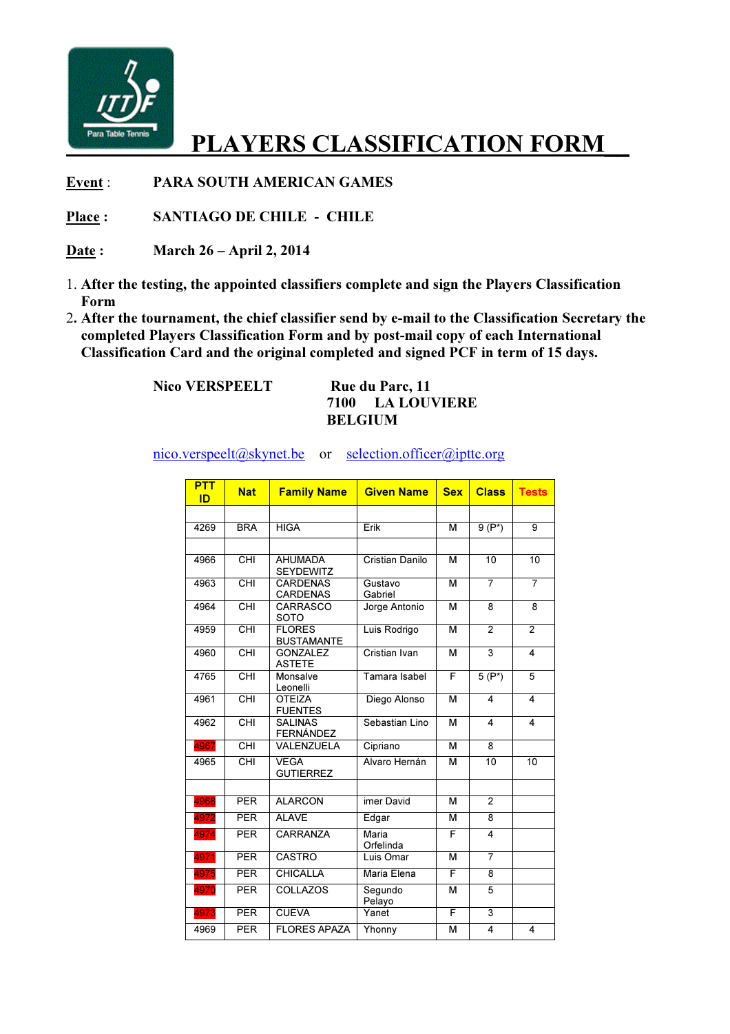# PLAYERS CLASSIFICATION FORM

**Event** : PARA SOUTH AMERICAN GAMES

**Place :** SANTIAGO DE CHILE - CHILE

**Date :** March 26 – April 2, 2014

1. **After the testing, the appointed classifiers complete and sign the Players Classification Form**
2. **After the tournament, the chief classifier send by e-mail to the Classification Secretary the completed Players Classification Form and by post-mail copy of each International Classification Card and the original completed and signed PCF in term of 15 days.**

**Nico VERSPEELT** **Rue du Parc, 11**
**7100 LA LOUVIERE**
**BELGIUM**

nico.verspeelt@skynet.be or selection.officer@ipttc.org

| PTT ID | Nat | Family Name | Given Name | Sex | Class | Tests |
|---|---|---|---|---|---|---|
| | | | | | | |
| 4269 | BRA | HIGA | Erik | M | 9 (P*) | 9 |
| | | | | | | |
| 4966 | CHI | AHUMADA SEYDEWITZ | Cristian Danilo | M | 10 | 10 |
| 4963 | CHI | CARDENAS CARDENAS | Gustavo Gabriel | M | 7 | 7 |
| 4964 | CHI | CARRASCO SOTO | Jorge Antonio | M | 8 | 8 |
| 4959 | CHI | FLORES BUSTAMANTE | Luis Rodrigo | M | 2 | 2 |
| 4960 | CHI | GONZALEZ ASTETE | Cristian Ivan | M | 3 | 4 |
| 4765 | CHI | Monsalve Leonelli | Tamara Isabel | F | 5 (P*) | 5 |
| 4961 | CHI | OTEIZA FUENTES | Diego Alonso | M | 4 | 4 |
| 4962 | CHI | SALINAS FERNÁNDEZ | Sebastian Lino | M | 4 | 4 |
| 4967 | CHI | VALENZUELA | Cipriano | M | 8 | |
| 4965 | CHI | VEGA GUTIERREZ | Alvaro Hernán | M | 10 | 10 |
| | | | | | | |
| 4968 | PER | ALARCON | imer David | M | 2 | |
| 4972 | PER | ALAVE | Edgar | M | 8 | |
| 4974 | PER | CARRANZA | Maria Orfelinda | F | 4 | |
| 4971 | PER | CASTRO | Luis Omar | M | 7 | |
| 4975 | PER | CHICALLA | Maria Elena | F | 8 | |
| 4970 | PER | COLLAZOS | Segundo Pelayo | M | 5 | |
| 4973 | PER | CUEVA | Yanet | F | 3 | |
| 4969 | PER | FLORES APAZA | Yhonny | M | 4 | 4 |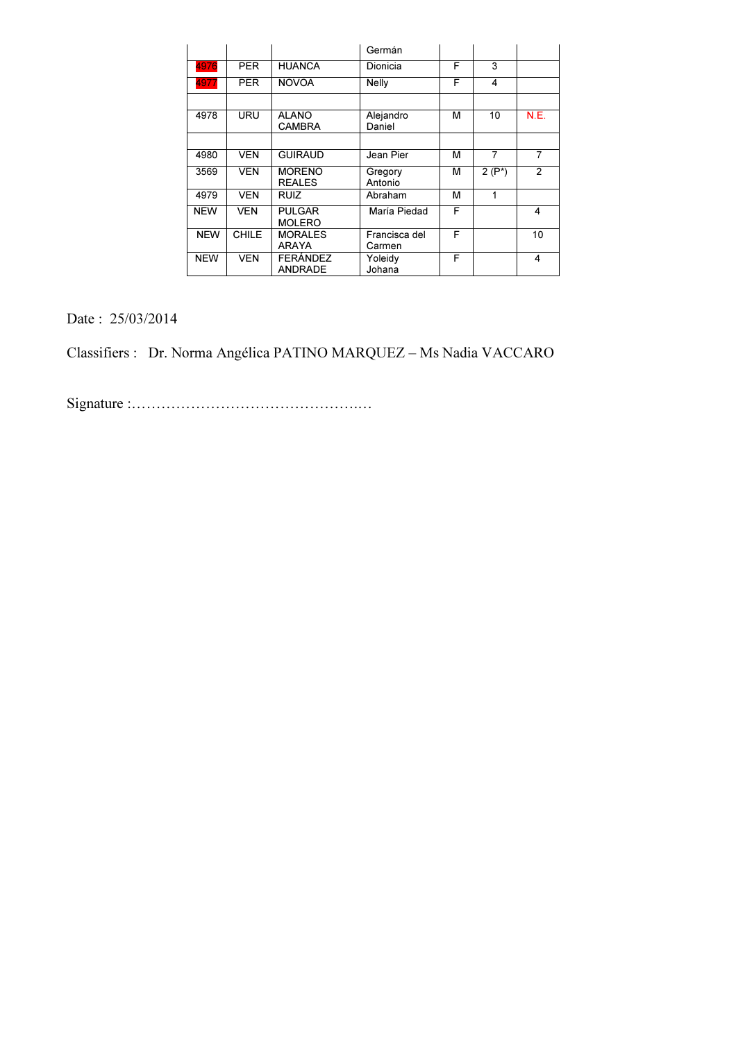| | | | | | | |
|---|---|---|---|---|---|---|
| | | | Germán | | | |
| 4976 | PER | HUANCA | Dionicia | F | 3 | |
| 4977 | PER | NOVOA | Nelly | F | 4 | |
| | | | | | | |
| 4978 | URU | ALANO CAMBRA | Alejandro Daniel | M | 10 | N.E. |
| | | | | | | |
| 4980 | VEN | GUIRAUD | Jean Pier | M | 7 | 7 |
| 3569 | VEN | MORENO REALES | Gregory Antonio | M | 2 (P*) | 2 |
| 4979 | VEN | RUIZ | Abraham | M | 1 | |
| NEW | VEN | PULGAR MOLERO | María Piedad | F | | 4 |
| NEW | CHILE | MORALES ARAYA | Francisca del Carmen | F | | 10 |
| NEW | VEN | FERÁNDEZ ANDRADE | Yoleidy Johana | F | | 4 |

Date : 25/03/2014

Classifiers : Dr. Norma Angélica PATINO MARQUEZ – Ms Nadia VACCARO

Signature :………………………………………..…